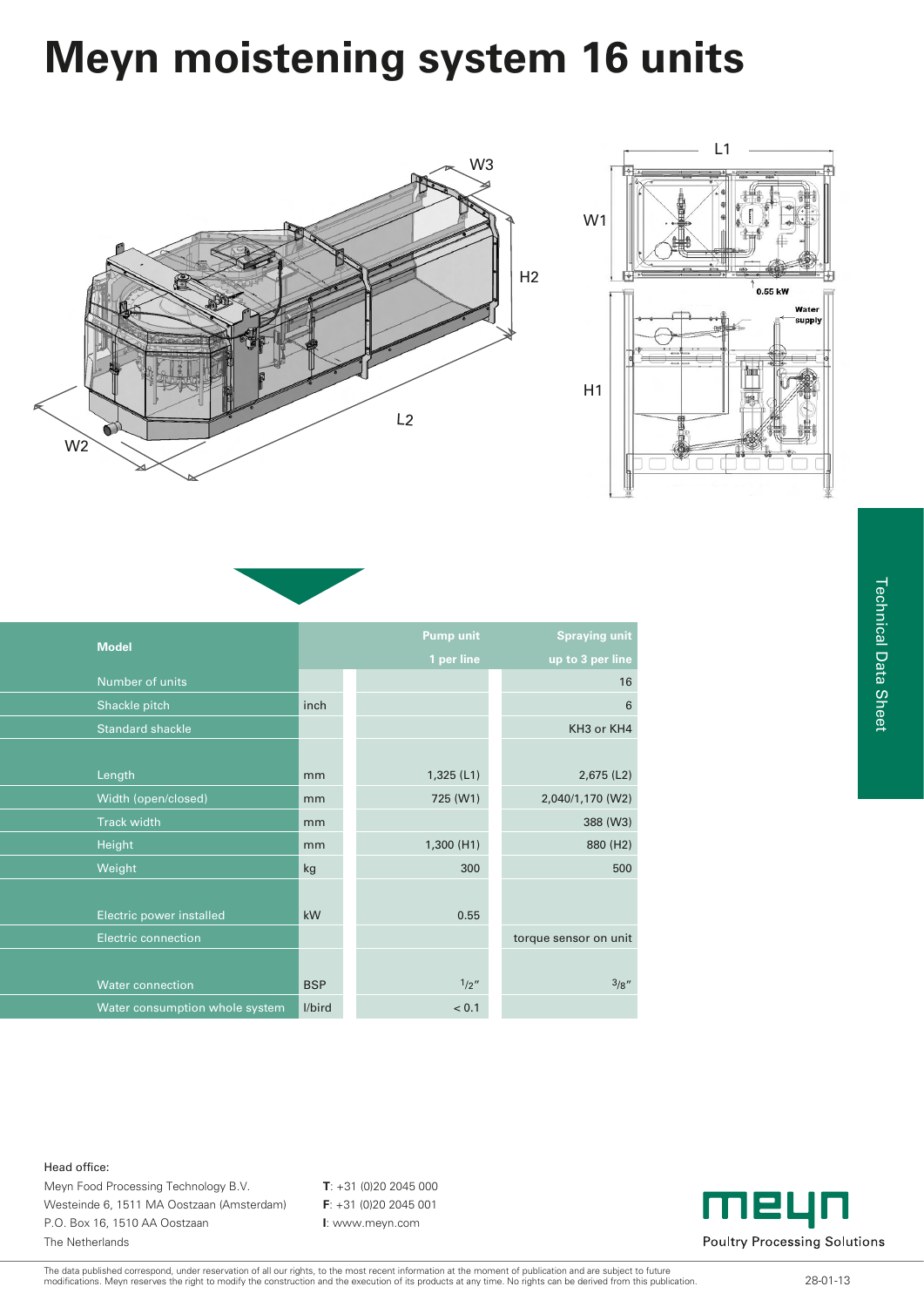# Meyn moistening system 16 units

| Model | | Pump unit<br>1 per line | Spraying unit<br>up to 3 per line |
|---|---|---|---|
| Number of units | | | 16 |
| Shackle pitch | inch | | 6 |
| Standard shackle | | | KH3 or KH4 |
| Length | mm | 1,325 (L1) | 2,675 (L2) |
| Width (open/closed) | mm | 725 (W1) | 2,040/1,170 (W2) |
| Track width | mm | | 388 (W3) |
| Height | mm | 1,300 (H1) | 880 (H2) |
| Weight | kg | 300 | 500 |
| Electric power installed | kW | 0.55 | |
| Electric connection | | | torque sensor on unit |
| Water connection | BSP | 1/2" | 3/8" |
| Water consumption whole system | l/bird | < 0.1 | |

Technical Data Sheet

Head office:
Meyn Food Processing Technology B.V.
Westeinde 6, 1511 MA Oostzaan (Amsterdam)
P.O. Box 16, 1510 AA Oostzaan
The Netherlands

**T**: +31 (0)20 2045 000
**F**: +31 (0)20 2045 001
**I**: www.meyn.com

meyn
Poultry Processing Solutions

The data published correspond, under reservation of all our rights, to the most recent information at the moment of publication and are subject to future modifications. Meyn reserves the right to modify the construction and the execution of its products at any time. No rights can be derived from this publication.

28-01-13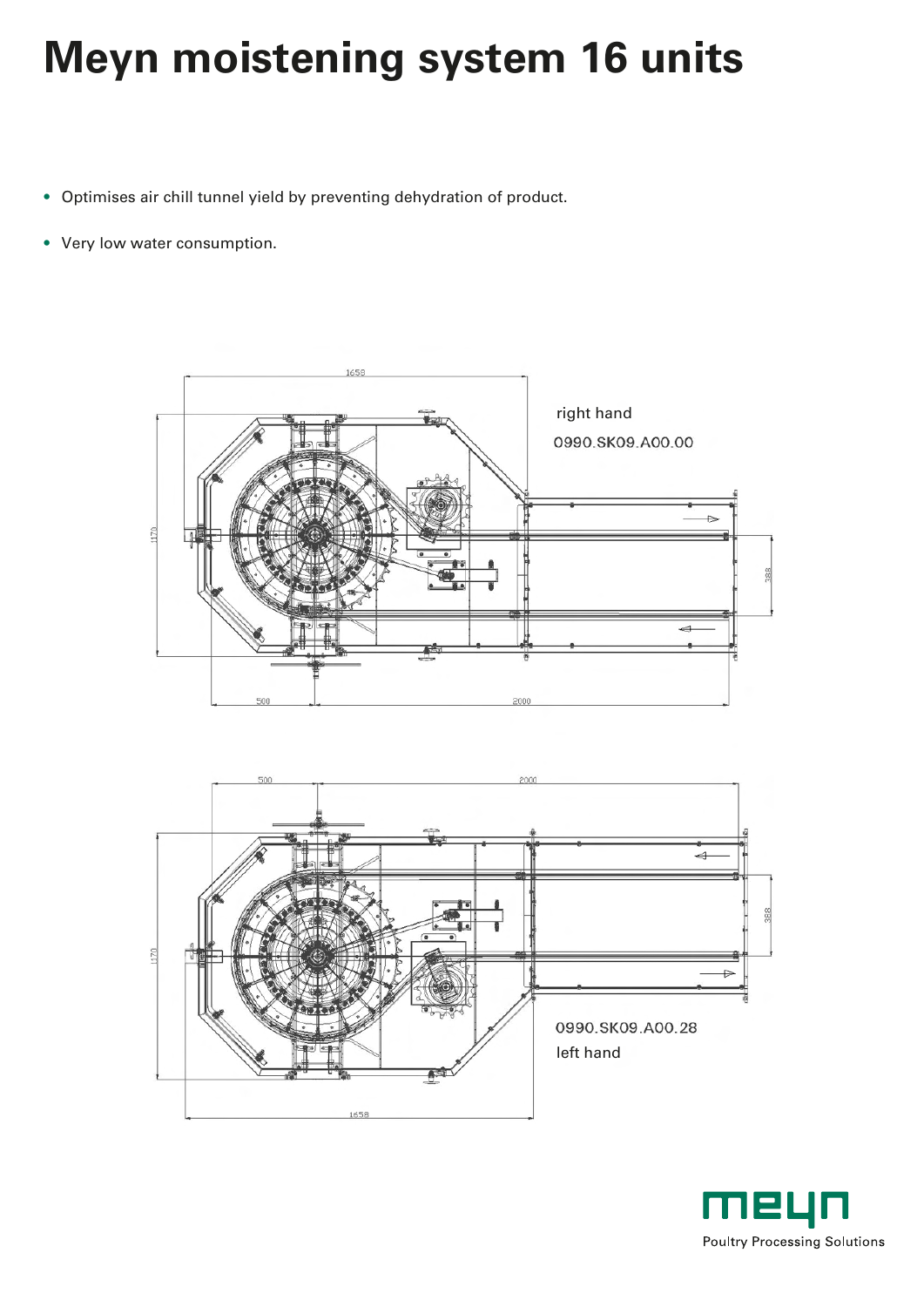# Meyn moistening system 16 units

- Optimises air chill tunnel yield by preventing dehydration of product.
- Very low water consumption.

1658

right hand

0990.SK09.A00.00

1170

388

500

2000

500

2000

1170

388

0990.SK09.A00.28

left hand

1658

meyn

Poultry Processing Solutions